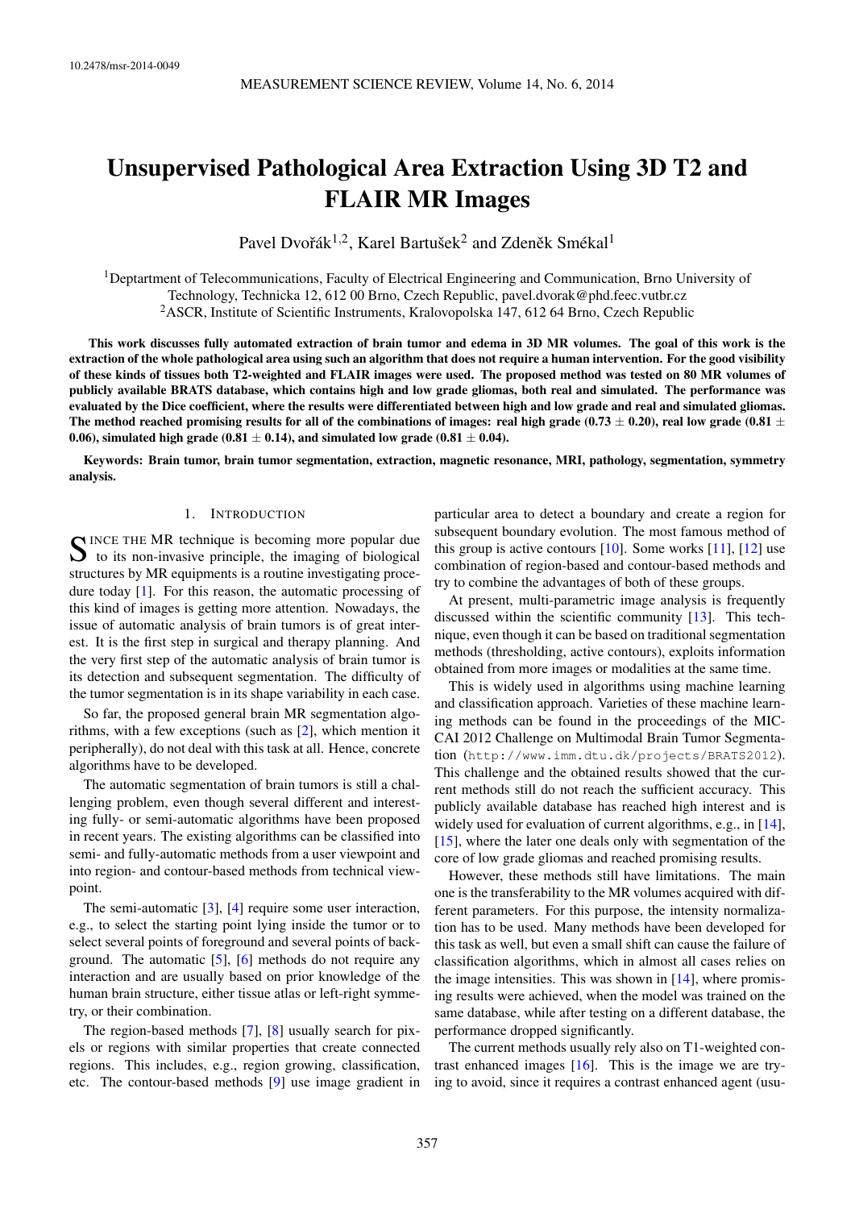10.2478/msr-2014-0049

# Unsupervised Pathological Area Extraction Using 3D T2 and FLAIR MR Images

Pavel Dvořák[1,2], Karel Bartušek[2] and Zdeněk Smékal[1]

[1]Deptartment of Telecommunications, Faculty of Electrical Engineering and Communication, Brno University of Technology, Technicka 12, 612 00 Brno, Czech Republic, pavel.dvorak@phd.feec.vutbr.cz
[2]ASCR, Institute of Scientific Instruments, Kralovopolska 147, 612 64 Brno, Czech Republic

**This work discusses fully automated extraction of brain tumor and edema in 3D MR volumes. The goal of this work is the extraction of the whole pathological area using such an algorithm that does not require a human intervention. For the good visibility of these kinds of tissues both T2-weighted and FLAIR images were used. The proposed method was tested on 80 MR volumes of publicly available BRATS database, which contains high and low grade gliomas, both real and simulated. The performance was evaluated by the Dice coefficient, where the results were differentiated between high and low grade and real and simulated gliomas. The method reached promising results for all of the combinations of images: real high grade (0.73 $\pm$ 0.20), real low grade (0.81 $\pm$ 0.06), simulated high grade (0.81 $\pm$ 0.14), and simulated low grade (0.81 $\pm$ 0.04).**

**Keywords: Brain tumor, brain tumor segmentation, extraction, magnetic resonance, MRI, pathology, segmentation, symmetry analysis.**

## 1. Introduction

Since the MR technique is becoming more popular due to its non-invasive principle, the imaging of biological structures by MR equipments is a routine investigating procedure today [1]. For this reason, the automatic processing of this kind of images is getting more attention. Nowadays, the issue of automatic analysis of brain tumors is of great interest. It is the first step in surgical and therapy planning. And the very first step of the automatic analysis of brain tumor is its detection and subsequent segmentation. The difficulty of the tumor segmentation is in its shape variability in each case.

So far, the proposed general brain MR segmentation algorithms, with a few exceptions (such as [2], which mention it peripherally), do not deal with this task at all. Hence, concrete algorithms have to be developed.

The automatic segmentation of brain tumors is still a challenging problem, even though several different and interesting fully- or semi-automatic algorithms have been proposed in recent years. The existing algorithms can be classified into semi- and fully-automatic methods from a user viewpoint and into region- and contour-based methods from technical viewpoint.

The semi-automatic [3], [4] require some user interaction, e.g., to select the starting point lying inside the tumor or to select several points of foreground and several points of background. The automatic [5], [6] methods do not require any interaction and are usually based on prior knowledge of the human brain structure, either tissue atlas or left-right symmetry, or their combination.

The region-based methods [7], [8] usually search for pixels or regions with similar properties that create connected regions. This includes, e.g., region growing, classification, etc. The contour-based methods [9] use image gradient in particular area to detect a boundary and create a region for subsequent boundary evolution. The most famous method of this group is active contours [10]. Some works [11], [12] use combination of region-based and contour-based methods and try to combine the advantages of both of these groups.

At present, multi-parametric image analysis is frequently discussed within the scientific community [13]. This technique, even though it can be based on traditional segmentation methods (thresholding, active contours), exploits information obtained from more images or modalities at the same time.

This is widely used in algorithms using machine learning and classification approach. Varieties of these machine learning methods can be found in the proceedings of the MICCAI 2012 Challenge on Multimodal Brain Tumor Segmentation (http://www.imm.dtu.dk/projects/BRATS2012). This challenge and the obtained results showed that the current methods still do not reach the sufficient accuracy. This publicly available database has reached high interest and is widely used for evaluation of current algorithms, e.g., in [14], [15], where the later one deals only with segmentation of the core of low grade gliomas and reached promising results.

However, these methods still have limitations. The main one is the transferability to the MR volumes acquired with different parameters. For this purpose, the intensity normalization has to be used. Many methods have been developed for this task as well, but even a small shift can cause the failure of classification algorithms, which in almost all cases relies on the image intensities. This was shown in [14], where promising results were achieved, when the model was trained on the same database, while after testing on a different database, the performance dropped significantly.

The current methods usually rely also on T1-weighted contrast enhanced images [16]. This is the image we are trying to avoid, since it requires a contrast enhanced agent (usu-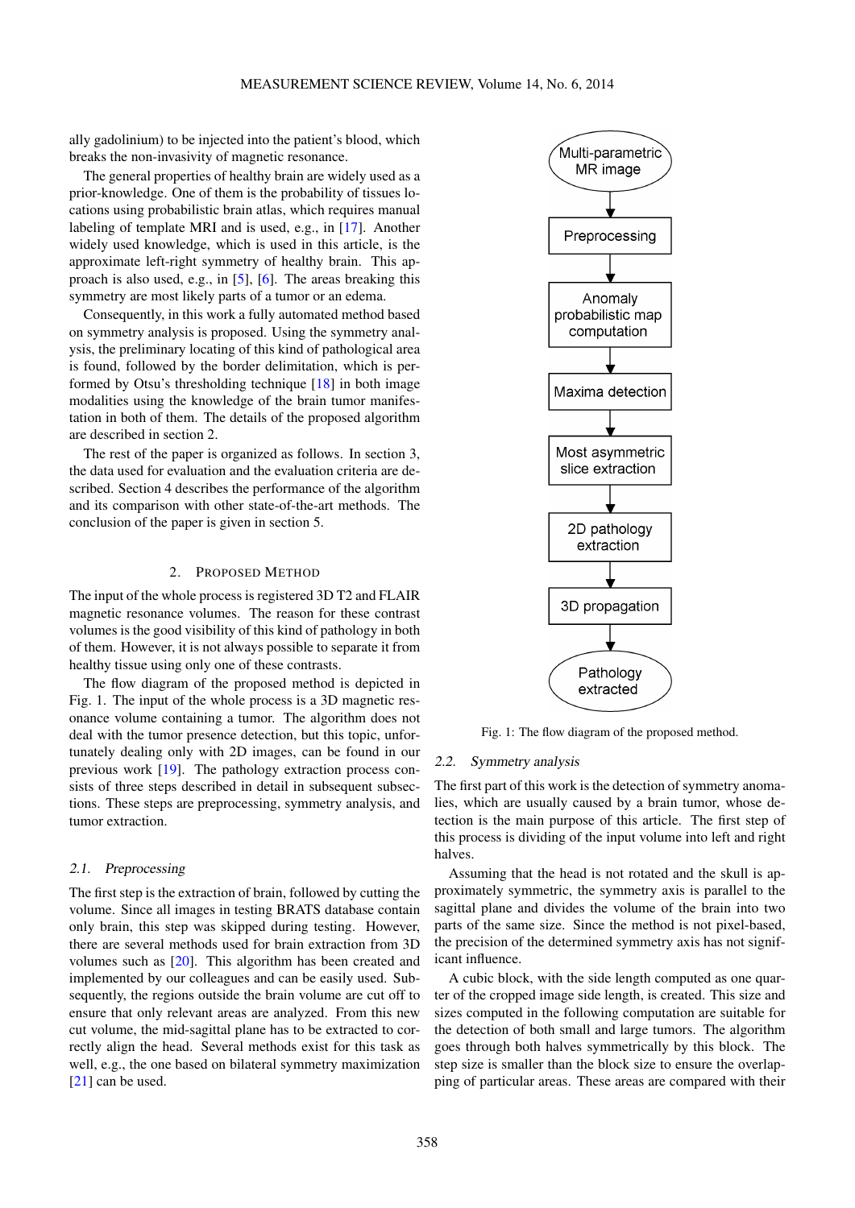ally gadolinium) to be injected into the patient's blood, which breaks the non-invasivity of magnetic resonance.

The general properties of healthy brain are widely used as a prior-knowledge. One of them is the probability of tissues locations using probabilistic brain atlas, which requires manual labeling of template MRI and is used, e.g., in [17]. Another widely used knowledge, which is used in this article, is the approximate left-right symmetry of healthy brain. This approach is also used, e.g., in [5], [6]. The areas breaking this symmetry are most likely parts of a tumor or an edema.

Consequently, in this work a fully automated method based on symmetry analysis is proposed. Using the symmetry analysis, the preliminary locating of this kind of pathological area is found, followed by the border delimitation, which is performed by Otsu's thresholding technique [18] in both image modalities using the knowledge of the brain tumor manifestation in both of them. The details of the proposed algorithm are described in section 2.

The rest of the paper is organized as follows. In section 3, the data used for evaluation and the evaluation criteria are described. Section 4 describes the performance of the algorithm and its comparison with other state-of-the-art methods. The conclusion of the paper is given in section 5.

## 2. Proposed Method

The input of the whole process is registered 3D T2 and FLAIR magnetic resonance volumes. The reason for these contrast volumes is the good visibility of this kind of pathology in both of them. However, it is not always possible to separate it from healthy tissue using only one of these contrasts.

The flow diagram of the proposed method is depicted in Fig. 1. The input of the whole process is a 3D magnetic resonance volume containing a tumor. The algorithm does not deal with the tumor presence detection, but this topic, unfortunately dealing only with 2D images, can be found in our previous work [19]. The pathology extraction process consists of three steps described in detail in subsequent subsections. These steps are preprocessing, symmetry analysis, and tumor extraction.

### 2.1. Preprocessing

The first step is the extraction of brain, followed by cutting the volume. Since all images in testing BRATS database contain only brain, this step was skipped during testing. However, there are several methods used for brain extraction from 3D volumes such as [20]. This algorithm has been created and implemented by our colleagues and can be easily used. Subsequently, the regions outside the brain volume are cut off to ensure that only relevant areas are analyzed. From this new cut volume, the mid-sagittal plane has to be extracted to correctly align the head. Several methods exist for this task as well, e.g., the one based on bilateral symmetry maximization [21] can be used.

Multi-parametric MR image → Preprocessing → Anomaly probabilistic map computation → Maxima detection → Most asymmetric slice extraction → 2D pathology extraction → 3D propagation → Pathology extracted

Fig. 1: The flow diagram of the proposed method.

### 2.2. Symmetry analysis

The first part of this work is the detection of symmetry anomalies, which are usually caused by a brain tumor, whose detection is the main purpose of this article. The first step of this process is dividing of the input volume into left and right halves.

Assuming that the head is not rotated and the skull is approximately symmetric, the symmetry axis is parallel to the sagittal plane and divides the volume of the brain into two parts of the same size. Since the method is not pixel-based, the precision of the determined symmetry axis has not significant influence.

A cubic block, with the side length computed as one quarter of the cropped image side length, is created. This size and sizes computed in the following computation are suitable for the detection of both small and large tumors. The algorithm goes through both halves symmetrically by this block. The step size is smaller than the block size to ensure the overlapping of particular areas. These areas are compared with their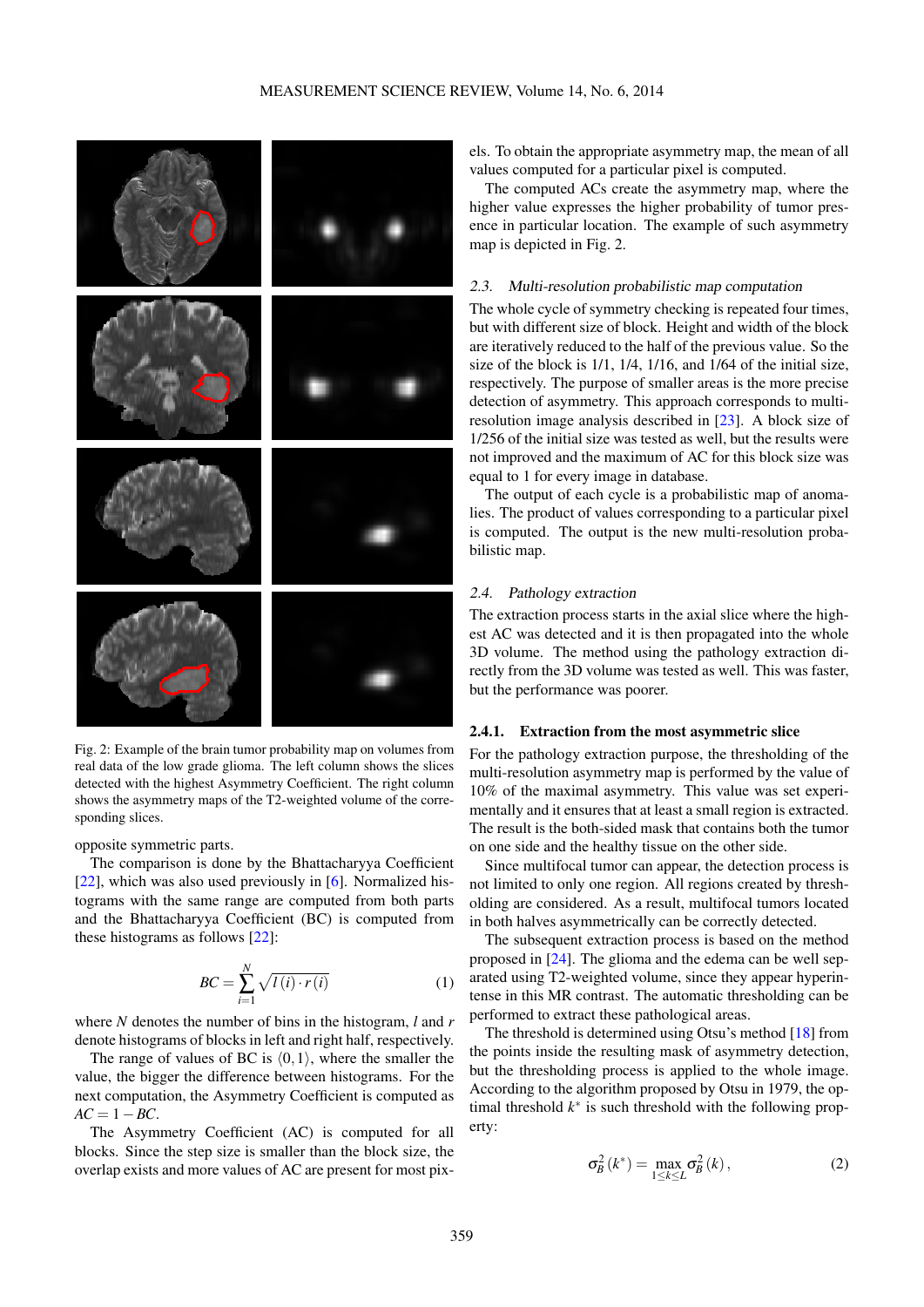Fig. 2: Example of the brain tumor probability map on volumes from real data of the low grade glioma. The left column shows the slices detected with the highest Asymmetry Coefficient. The right column shows the asymmetry maps of the T2-weighted volume of the corresponding slices.

opposite symmetric parts.

The comparison is done by the Bhattacharyya Coefficient [22], which was also used previously in [6]. Normalized histograms with the same range are computed from both parts and the Bhattacharyya Coefficient (BC) is computed from these histograms as follows [22]:

$$BC = \sum_{i=1}^{N} \sqrt{l(i) \cdot r(i)} \tag{1}$$

where $N$ denotes the number of bins in the histogram, $l$ and $r$ denote histograms of blocks in left and right half, respectively.

The range of values of BC is $\langle 0, 1 \rangle$, where the smaller the value, the bigger the difference between histograms. For the next computation, the Asymmetry Coefficient is computed as $AC = 1 - BC$.

The Asymmetry Coefficient (AC) is computed for all blocks. Since the step size is smaller than the block size, the overlap exists and more values of AC are present for most pixels. To obtain the appropriate asymmetry map, the mean of all values computed for a particular pixel is computed.

The computed ACs create the asymmetry map, where the higher value expresses the higher probability of tumor presence in particular location. The example of such asymmetry map is depicted in Fig. 2.

### 2.3. Multi-resolution probabilistic map computation

The whole cycle of symmetry checking is repeated four times, but with different size of block. Height and width of the block are iteratively reduced to the half of the previous value. So the size of the block is 1/1, 1/4, 1/16, and 1/64 of the initial size, respectively. The purpose of smaller areas is the more precise detection of asymmetry. This approach corresponds to multi-resolution image analysis described in [23]. A block size of 1/256 of the initial size was tested as well, but the results were not improved and the maximum of AC for this block size was equal to 1 for every image in database.

The output of each cycle is a probabilistic map of anomalies. The product of values corresponding to a particular pixel is computed. The output is the new multi-resolution probabilistic map.

### 2.4. Pathology extraction

The extraction process starts in the axial slice where the highest AC was detected and it is then propagated into the whole 3D volume. The method using the pathology extraction directly from the 3D volume was tested as well. This was faster, but the performance was poorer.

#### 2.4.1. Extraction from the most asymmetric slice

For the pathology extraction purpose, the thresholding of the multi-resolution asymmetry map is performed by the value of 10% of the maximal asymmetry. This value was set experimentally and it ensures that at least a small region is extracted. The result is the both-sided mask that contains both the tumor on one side and the healthy tissue on the other side.

Since multifocal tumor can appear, the detection process is not limited to only one region. All regions created by thresholding are considered. As a result, multifocal tumors located in both halves asymmetrically can be correctly detected.

The subsequent extraction process is based on the method proposed in [24]. The glioma and the edema can be well separated using T2-weighted volume, since they appear hyperintense in this MR contrast. The automatic thresholding can be performed to extract these pathological areas.

The threshold is determined using Otsu's method [18] from the points inside the resulting mask of asymmetry detection, but the thresholding process is applied to the whole image. According to the algorithm proposed by Otsu in 1979, the optimal threshold $k^*$ is such threshold with the following property:

$$\sigma_B^2(k^*) = \max_{1 \le k \le L} \sigma_B^2(k), \tag{2}$$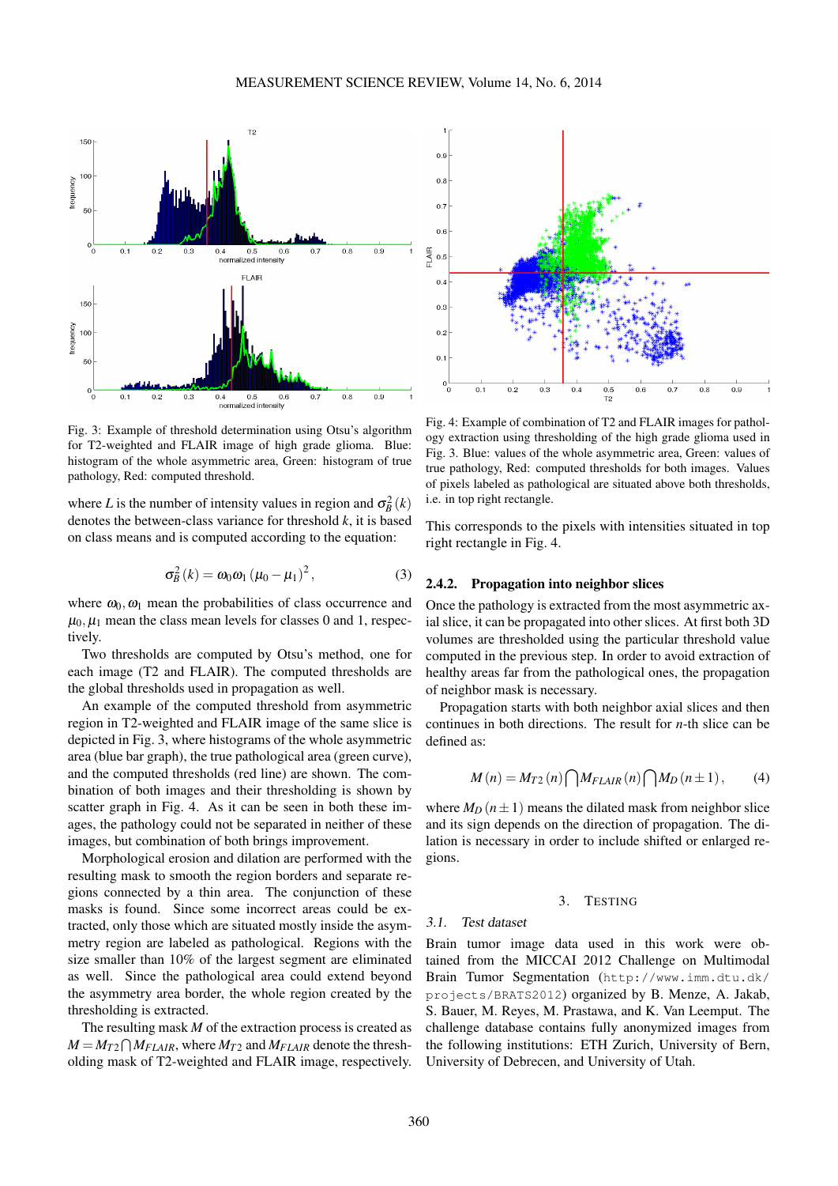Fig. 3: Example of threshold determination using Otsu's algorithm for T2-weighted and FLAIR image of high grade glioma. Blue: histogram of the whole asymmetric area, Green: histogram of true pathology, Red: computed threshold.

where $L$ is the number of intensity values in region and $\sigma_B^2(k)$ denotes the between-class variance for threshold $k$, it is based on class means and is computed according to the equation:

$$\sigma_B^2(k) = \omega_0 \omega_1 (\mu_0 - \mu_1)^2, \tag{3}$$

where $\omega_0, \omega_1$ mean the probabilities of class occurrence and $\mu_0, \mu_1$ mean the class mean levels for classes 0 and 1, respectively.

Two thresholds are computed by Otsu's method, one for each image (T2 and FLAIR). The computed thresholds are the global thresholds used in propagation as well.

An example of the computed threshold from asymmetric region in T2-weighted and FLAIR image of the same slice is depicted in Fig. 3, where histograms of the whole asymmetric area (blue bar graph), the true pathological area (green curve), and the computed thresholds (red line) are shown. The combination of both images and their thresholding is shown by scatter graph in Fig. 4. As it can be seen in both these images, the pathology could not be separated in neither of these images, but combination of both brings improvement.

Morphological erosion and dilation are performed with the resulting mask to smooth the region borders and separate regions connected by a thin area. The conjunction of these masks is found. Since some incorrect areas could be extracted, only those which are situated mostly inside the asymmetry region are labeled as pathological. Regions with the size smaller than 10% of the largest segment are eliminated as well. Since the pathological area could extend beyond the asymmetry area border, the whole region created by the thresholding is extracted.

The resulting mask $M$ of the extraction process is created as $M = M_{T2} \bigcap M_{FLAIR}$, where $M_{T2}$ and $M_{FLAIR}$ denote the thresholding mask of T2-weighted and FLAIR image, respectively.

Fig. 4: Example of combination of T2 and FLAIR images for pathology extraction using thresholding of the high grade glioma used in Fig. 3. Blue: values of the whole asymmetric area, Green: values of true pathology, Red: computed thresholds for both images. Values of pixels labeled as pathological are situated above both thresholds, i.e. in top right rectangle.

This corresponds to the pixels with intensities situated in top right rectangle in Fig. 4.

### 2.4.2. Propagation into neighbor slices

Once the pathology is extracted from the most asymmetric axial slice, it can be propagated into other slices. At first both 3D volumes are thresholded using the particular threshold value computed in the previous step. In order to avoid extraction of healthy areas far from the pathological ones, the propagation of neighbor mask is necessary.

Propagation starts with both neighbor axial slices and then continues in both directions. The result for $n$-th slice can be defined as:

$$M(n) = M_{T2}(n) \bigcap M_{FLAIR}(n) \bigcap M_D(n \pm 1), \tag{4}$$

where $M_D(n \pm 1)$ means the dilated mask from neighbor slice and its sign depends on the direction of propagation. The dilation is necessary in order to include shifted or enlarged regions.

## 3. Testing

### 3.1. Test dataset

Brain tumor image data used in this work were obtained from the MICCAI 2012 Challenge on Multimodal Brain Tumor Segmentation (`http://www.imm.dtu.dk/projects/BRATS2012`) organized by B. Menze, A. Jakab, S. Bauer, M. Reyes, M. Prastawa, and K. Van Leemput. The challenge database contains fully anonymized images from the following institutions: ETH Zurich, University of Bern, University of Debrecen, and University of Utah.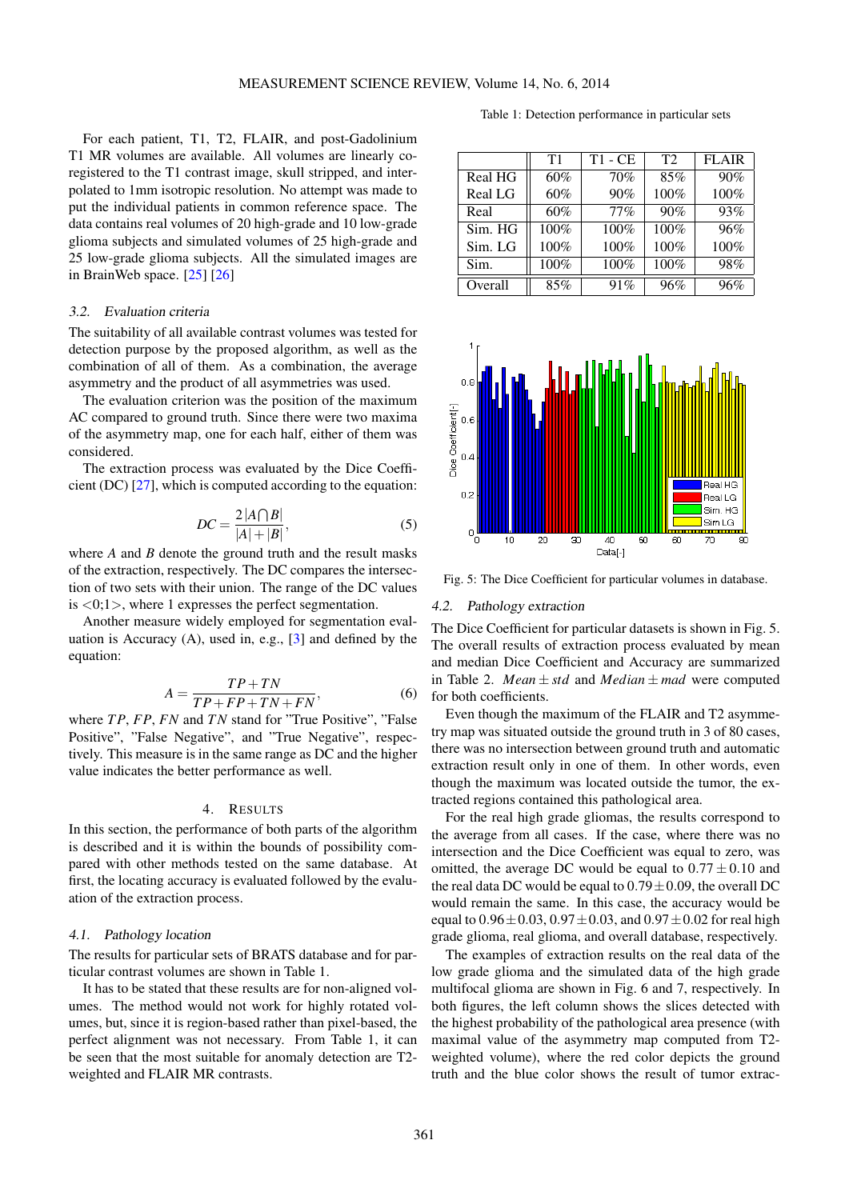For each patient, T1, T2, FLAIR, and post-Gadolinium T1 MR volumes are available. All volumes are linearly co-registered to the T1 contrast image, skull stripped, and interpolated to 1mm isotropic resolution. No attempt was made to put the individual patients in common reference space. The data contains real volumes of 20 high-grade and 10 low-grade glioma subjects and simulated volumes of 25 high-grade and 25 low-grade glioma subjects. All the simulated images are in BrainWeb space. [25] [26]

### 3.2. Evaluation criteria

The suitability of all available contrast volumes was tested for detection purpose by the proposed algorithm, as well as the combination of all of them. As a combination, the average asymmetry and the product of all asymmetries was used.

The evaluation criterion was the position of the maximum AC compared to ground truth. Since there were two maxima of the asymmetry map, one for each half, either of them was considered.

The extraction process was evaluated by the Dice Coefficient (DC) [27], which is computed according to the equation:

$$DC = \frac{2|A \bigcap B|}{|A| + |B|}, \tag{5}$$

where $A$ and $B$ denote the ground truth and the result masks of the extraction, respectively. The DC compares the intersection of two sets with their union. The range of the DC values is $<0;1>$, where 1 expresses the perfect segmentation.

Another measure widely employed for segmentation evaluation is Accuracy (A), used in, e.g., [3] and defined by the equation:

$$A = \frac{TP + TN}{TP + FP + TN + FN}, \tag{6}$$

where $TP$, $FP$, $FN$ and $TN$ stand for "True Positive", "False Positive", "False Negative", and "True Negative", respectively. This measure is in the same range as DC and the higher value indicates the better performance as well.

## 4. RESULTS

In this section, the performance of both parts of the algorithm is described and it is within the bounds of possibility compared with other methods tested on the same database. At first, the locating accuracy is evaluated followed by the evaluation of the extraction process.

### 4.1. Pathology location

The results for particular sets of BRATS database and for particular contrast volumes are shown in Table 1.

It has to be stated that these results are for non-aligned volumes. The method would not work for highly rotated volumes, but, since it is region-based rather than pixel-based, the perfect alignment was not necessary. From Table 1, it can be seen that the most suitable for anomaly detection are T2-weighted and FLAIR MR contrasts.

Table 1: Detection performance in particular sets

| | T1 | T1 - CE | T2 | FLAIR |
|---|---|---|---|---|
| Real HG | 60% | 70% | 85% | 90% |
| Real LG | 60% | 90% | 100% | 100% |
| Real | 60% | 77% | 90% | 93% |
| Sim. HG | 100% | 100% | 100% | 96% |
| Sim. LG | 100% | 100% | 100% | 100% |
| Sim. | 100% | 100% | 100% | 98% |
| Overall | 85% | 91% | 96% | 96% |

Fig. 5: The Dice Coefficient for particular volumes in database.

### 4.2. Pathology extraction

The Dice Coefficient for particular datasets is shown in Fig. 5. The overall results of extraction process evaluated by mean and median Dice Coefficient and Accuracy are summarized in Table 2. $Mean \pm std$ and $Median \pm mad$ were computed for both coefficients.

Even though the maximum of the FLAIR and T2 asymmetry map was situated outside the ground truth in 3 of 80 cases, there was no intersection between ground truth and automatic extraction result only in one of them. In other words, even though the maximum was located outside the tumor, the extracted regions contained this pathological area.

For the real high grade gliomas, the results correspond to the average from all cases. If the case, where there was no intersection and the Dice Coefficient was equal to zero, was omitted, the average DC would be equal to $0.77 \pm 0.10$ and the real data DC would be equal to $0.79 \pm 0.09$, the overall DC would remain the same. In this case, the accuracy would be equal to $0.96 \pm 0.03$, $0.97 \pm 0.03$, and $0.97 \pm 0.02$ for real high grade glioma, real glioma, and overall database, respectively.

The examples of extraction results on the real data of the low grade glioma and the simulated data of the high grade multifocal glioma are shown in Fig. 6 and 7, respectively. In both figures, the left column shows the slices detected with the highest probability of the pathological area presence (with maximal value of the asymmetry map computed from T2-weighted volume), where the red color depicts the ground truth and the blue color shows the result of tumor extrac-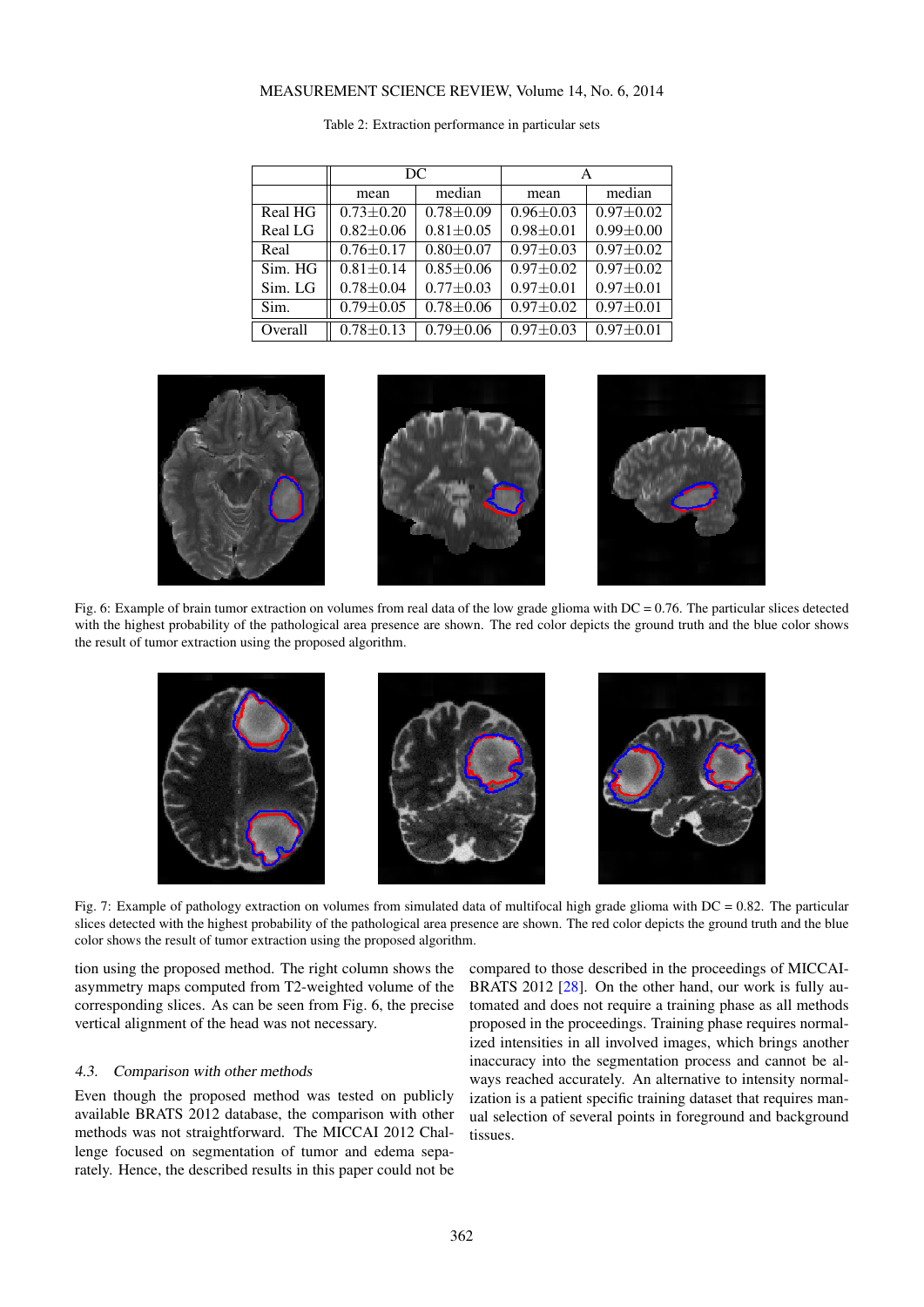Table 2: Extraction performance in particular sets

| | DC | | A | |
|---|---|---|---|---|
| | mean | median | mean | median |
| Real HG | 0.73±0.20 | 0.78±0.09 | 0.96±0.03 | 0.97±0.02 |
| Real LG | 0.82±0.06 | 0.81±0.05 | 0.98±0.01 | 0.99±0.00 |
| Real | 0.76±0.17 | 0.80±0.07 | 0.97±0.03 | 0.97±0.02 |
| Sim. HG | 0.81±0.14 | 0.85±0.06 | 0.97±0.02 | 0.97±0.02 |
| Sim. LG | 0.78±0.04 | 0.77±0.03 | 0.97±0.01 | 0.97±0.01 |
| Sim. | 0.79±0.05 | 0.78±0.06 | 0.97±0.02 | 0.97±0.01 |
| Overall | 0.78±0.13 | 0.79±0.06 | 0.97±0.03 | 0.97±0.01 |

Fig. 6: Example of brain tumor extraction on volumes from real data of the low grade glioma with DC = 0.76. The particular slices detected with the highest probability of the pathological area presence are shown. The red color depicts the ground truth and the blue color shows the result of tumor extraction using the proposed algorithm.

Fig. 7: Example of pathology extraction on volumes from simulated data of multifocal high grade glioma with DC = 0.82. The particular slices detected with the highest probability of the pathological area presence are shown. The red color depicts the ground truth and the blue color shows the result of tumor extraction using the proposed algorithm.

tion using the proposed method. The right column shows the asymmetry maps computed from T2-weighted volume of the corresponding slices. As can be seen from Fig. 6, the precise vertical alignment of the head was not necessary.

### 4.3. Comparison with other methods

Even though the proposed method was tested on publicly available BRATS 2012 database, the comparison with other methods was not straightforward. The MICCAI 2012 Challenge focused on segmentation of tumor and edema separately. Hence, the described results in this paper could not be compared to those described in the proceedings of MICCAI-BRATS 2012 [28]. On the other hand, our work is fully automated and does not require a training phase as all methods proposed in the proceedings. Training phase requires normalized intensities in all involved images, which brings another inaccuracy into the segmentation process and cannot be always reached accurately. An alternative to intensity normalization is a patient specific training dataset that requires manual selection of several points in foreground and background tissues.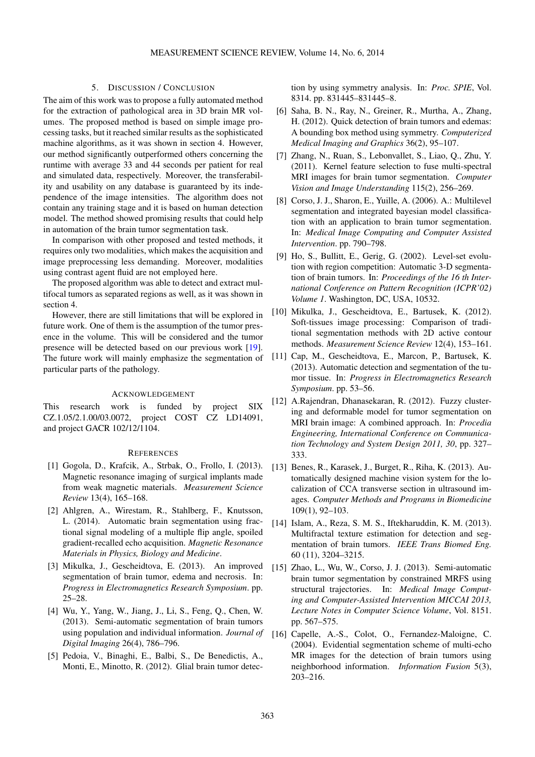## 5. Discussion / Conclusion

The aim of this work was to propose a fully automated method for the extraction of pathological area in 3D brain MR volumes. The proposed method is based on simple image processing tasks, but it reached similar results as the sophisticated machine algorithms, as it was shown in section 4. However, our method significantly outperformed others concerning the runtime with average 33 and 44 seconds per patient for real and simulated data, respectively. Moreover, the transferability and usability on any database is guaranteed by its independence of the image intensities. The algorithm does not contain any training stage and it is based on human detection model. The method showed promising results that could help in automation of the brain tumor segmentation task.

In comparison with other proposed and tested methods, it requires only two modalities, which makes the acquisition and image preprocessing less demanding. Moreover, modalities using contrast agent fluid are not employed here.

The proposed algorithm was able to detect and extract multifocal tumors as separated regions as well, as it was shown in section 4.

However, there are still limitations that will be explored in future work. One of them is the assumption of the tumor presence in the volume. This will be considered and the tumor presence will be detected based on our previous work [19]. The future work will mainly emphasize the segmentation of particular parts of the pathology.

## Acknowledgement

This research work is funded by project SIX CZ.1.05/2.1.00/03.0072, project COST CZ LD14091, and project GACR 102/12/1104.

## References

[1] Gogola, D., Krafcik, A., Strbak, O., Frollo, I. (2013). Magnetic resonance imaging of surgical implants made from weak magnetic materials. *Measurement Science Review* 13(4), 165–168.

[2] Ahlgren, A., Wirestam, R., Stahlberg, F., Knutsson, L. (2014). Automatic brain segmentation using fractional signal modeling of a multiple flip angle, spoiled gradient-recalled echo acquisition. *Magnetic Resonance Materials in Physics, Biology and Medicine*.

[3] Mikulka, J., Gescheidtova, E. (2013). An improved segmentation of brain tumor, edema and necrosis. In: *Progress in Electromagnetics Research Symposium*. pp. 25–28.

[4] Wu, Y., Yang, W., Jiang, J., Li, S., Feng, Q., Chen, W. (2013). Semi-automatic segmentation of brain tumors using population and individual information. *Journal of Digital Imaging* 26(4), 786–796.

[5] Pedoia, V., Binaghi, E., Balbi, S., De Benedictis, A., Monti, E., Minotto, R. (2012). Glial brain tumor detection by using symmetry analysis. In: *Proc. SPIE*, Vol. 8314. pp. 831445–831445–8.

[6] Saha, B. N., Ray, N., Greiner, R., Murtha, A., Zhang, H. (2012). Quick detection of brain tumors and edemas: A bounding box method using symmetry. *Computerized Medical Imaging and Graphics* 36(2), 95–107.

[7] Zhang, N., Ruan, S., Lebonvallet, S., Liao, Q., Zhu, Y. (2011). Kernel feature selection to fuse multi-spectral MRI images for brain tumor segmentation. *Computer Vision and Image Understanding* 115(2), 256–269.

[8] Corso, J. J., Sharon, E., Yuille, A. (2006). A.: Multilevel segmentation and integrated bayesian model classification with an application to brain tumor segmentation. In: *Medical Image Computing and Computer Assisted Intervention*. pp. 790–798.

[9] Ho, S., Bullitt, E., Gerig, G. (2002). Level-set evolution with region competition: Automatic 3-D segmentation of brain tumors. In: *Proceedings of the 16 th International Conference on Pattern Recognition (ICPR'02) Volume 1*. Washington, DC, USA, 10532.

[10] Mikulka, J., Gescheidtova, E., Bartusek, K. (2012). Soft-tissues image processing: Comparison of traditional segmentation methods with 2D active contour methods. *Measurement Science Review* 12(4), 153–161.

[11] Cap, M., Gescheidtova, E., Marcon, P., Bartusek, K. (2013). Automatic detection and segmentation of the tumor tissue. In: *Progress in Electromagnetics Research Symposium*. pp. 53–56.

[12] A.Rajendran, Dhanasekaran, R. (2012). Fuzzy clustering and deformable model for tumor segmentation on MRI brain image: A combined approach. In: *Procedia Engineering, International Conference on Communication Technology and System Design 2011, 30*, pp. 327–333.

[13] Benes, R., Karasek, J., Burget, R., Riha, K. (2013). Automatically designed machine vision system for the localization of CCA transverse section in ultrasound images. *Computer Methods and Programs in Biomedicine* 109(1), 92–103.

[14] Islam, A., Reza, S. M. S., Iftekharuddin, K. M. (2013). Multifractal texture estimation for detection and segmentation of brain tumors. *IEEE Trans Biomed Eng.* 60 (11), 3204–3215.

[15] Zhao, L., Wu, W., Corso, J. J. (2013). Semi-automatic brain tumor segmentation by constrained MRFS using structural trajectories. In: *Medical Image Computing and Computer-Assisted Intervention MICCAI 2013, Lecture Notes in Computer Science Volume*, Vol. 8151. pp. 567–575.

[16] Capelle, A.-S., Colot, O., Fernandez-Maloigne, C. (2004). Evidential segmentation scheme of multi-echo MR images for the detection of brain tumors using neighborhood information. *Information Fusion* 5(3), 203–216.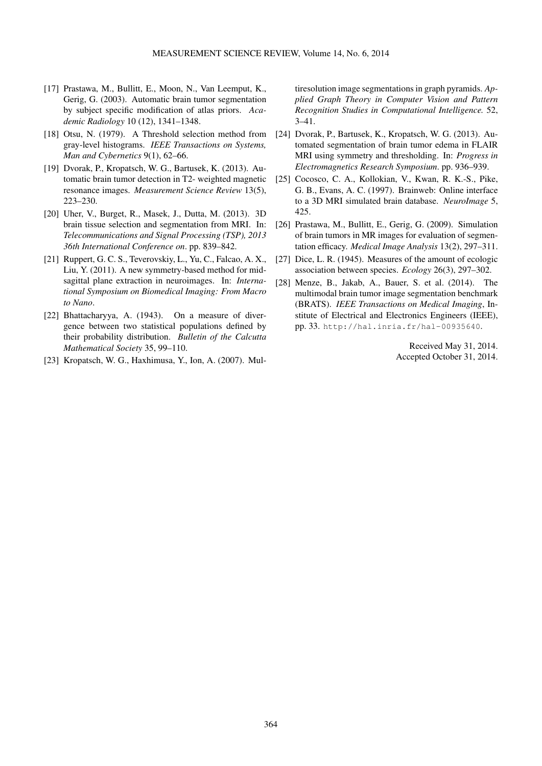[17] Prastawa, M., Bullitt, E., Moon, N., Van Leemput, K., Gerig, G. (2003). Automatic brain tumor segmentation by subject specific modification of atlas priors. *Academic Radiology* 10 (12), 1341–1348.

[18] Otsu, N. (1979). A Threshold selection method from gray-level histograms. *IEEE Transactions on Systems, Man and Cybernetics* 9(1), 62–66.

[19] Dvorak, P., Kropatsch, W. G., Bartusek, K. (2013). Automatic brain tumor detection in T2- weighted magnetic resonance images. *Measurement Science Review* 13(5), 223–230.

[20] Uher, V., Burget, R., Masek, J., Dutta, M. (2013). 3D brain tissue selection and segmentation from MRI. In: *Telecommunications and Signal Processing (TSP), 2013 36th International Conference on*. pp. 839–842.

[21] Ruppert, G. C. S., Teverovskiy, L., Yu, C., Falcao, A. X., Liu, Y. (2011). A new symmetry-based method for mid-sagittal plane extraction in neuroimages. In: *International Symposium on Biomedical Imaging: From Macro to Nano*.

[22] Bhattacharyya, A. (1943). On a measure of divergence between two statistical populations defined by their probability distribution. *Bulletin of the Calcutta Mathematical Society* 35, 99–110.

[23] Kropatsch, W. G., Haxhimusa, Y., Ion, A. (2007). Multiresolution image segmentations in graph pyramids. *Applied Graph Theory in Computer Vision and Pattern Recognition Studies in Computational Intelligence.* 52, 3–41.

[24] Dvorak, P., Bartusek, K., Kropatsch, W. G. (2013). Automated segmentation of brain tumor edema in FLAIR MRI using symmetry and thresholding. In: *Progress in Electromagnetics Research Symposium*. pp. 936–939.

[25] Cocosco, C. A., Kollokian, V., Kwan, R. K.-S., Pike, G. B., Evans, A. C. (1997). Brainweb: Online interface to a 3D MRI simulated brain database. *NeuroImage* 5, 425.

[26] Prastawa, M., Bullitt, E., Gerig, G. (2009). Simulation of brain tumors in MR images for evaluation of segmentation efficacy. *Medical Image Analysis* 13(2), 297–311.

[27] Dice, L. R. (1945). Measures of the amount of ecologic association between species. *Ecology* 26(3), 297–302.

[28] Menze, B., Jakab, A., Bauer, S. et al. (2014). The multimodal brain tumor image segmentation benchmark (BRATS). *IEEE Transactions on Medical Imaging*, Institute of Electrical and Electronics Engineers (IEEE), pp. 33. http://hal.inria.fr/hal-00935640.

Received May 31, 2014.
Accepted October 31, 2014.